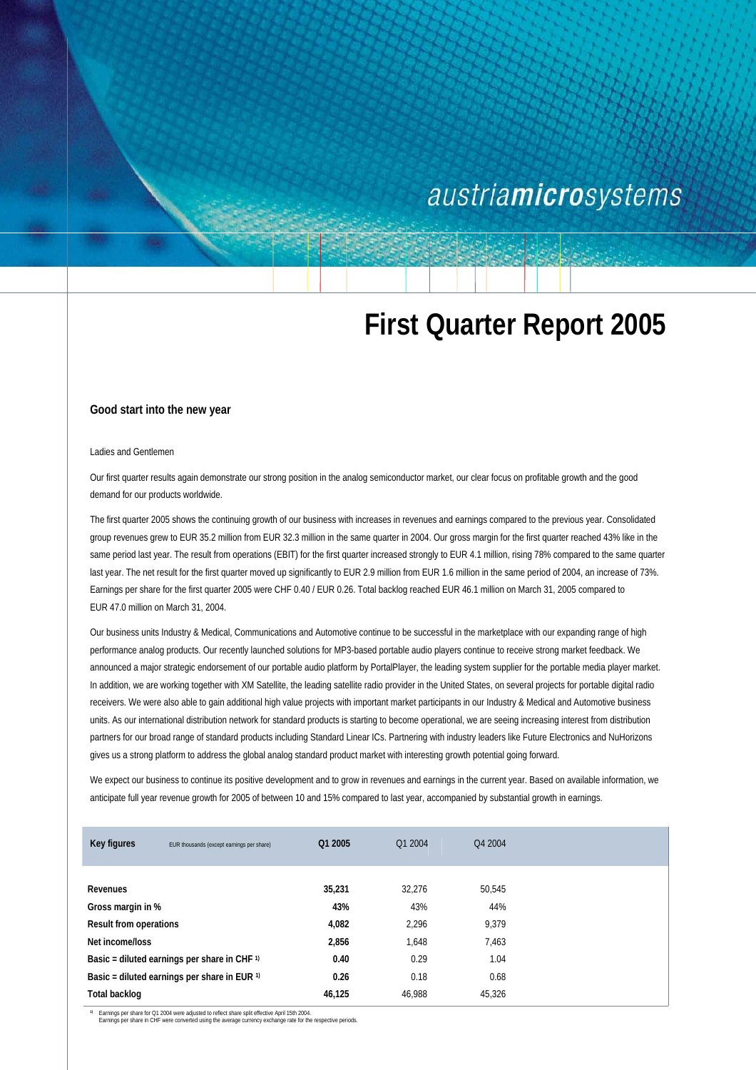austriamicrosystems

# First Quarter Report 2005

## Good start into the new year

Ladies and Gentlemen

Our first quarter results again demonstrate our strong position in the analog semiconductor market, our clear focus on profitable growth and the good demand for our products worldwide.

The first quarter 2005 shows the continuing growth of our business with increases in revenues and earnings compared to the previous year. Consolidated group revenues grew to EUR 35.2 million from EUR 32.3 million in the same quarter in 2004. Our gross margin for the first quarter reached 43% like in the same period last year. The result from operations (EBIT) for the first quarter increased strongly to EUR 4.1 million, rising 78% compared to the same quarter last year. The net result for the first quarter moved up significantly to EUR 2.9 million from EUR 1.6 million in the same period of 2004, an increase of 73%. Earnings per share for the first quarter 2005 were CHF 0.40 / EUR 0.26. Total backlog reached EUR 46.1 million on March 31, 2005 compared to EUR 47.0 million on March 31, 2004.

Our business units Industry & Medical, Communications and Automotive continue to be successful in the marketplace with our expanding range of high performance analog products. Our recently launched solutions for MP3-based portable audio players continue to receive strong market feedback. We announced a major strategic endorsement of our portable audio platform by PortalPlayer, the leading system supplier for the portable media player market. In addition, we are working together with XM Satellite, the leading satellite radio provider in the United States, on several projects for portable digital radio receivers. We were also able to gain additional high value projects with important market participants in our Industry & Medical and Automotive business units. As our international distribution network for standard products is starting to become operational, we are seeing increasing interest from distribution partners for our broad range of standard products including Standard Linear ICs. Partnering with industry leaders like Future Electronics and NuHorizons gives us a strong platform to address the global analog standard product market with interesting growth potential going forward.

We expect our business to continue its positive development and to grow in revenues and earnings in the current year. Based on available information, we anticipate full year revenue growth for 2005 of between 10 and 15% compared to last year, accompanied by substantial growth in earnings.

| Key figures (EUR thousands (except earnings per share)) | Q1 2005 | Q1 2004 | Q4 2004 |
|---|---|---|---|
| Revenues | 35,231 | 32,276 | 50,545 |
| Gross margin in % | 43% | 43% | 44% |
| Result from operations | 4,082 | 2,296 | 9,379 |
| Net income/loss | 2,856 | 1,648 | 7,463 |
| Basic = diluted earnings per share in CHF [1] | 0.40 | 0.29 | 1.04 |
| Basic = diluted earnings per share in EUR [1] | 0.26 | 0.18 | 0.68 |
| Total backlog | 46,125 | 46,988 | 45,326 |

[1] Earnings per share for Q1 2004 were adjusted to reflect share split effective April 15th 2004.
Earnings per share in CHF were converted using the average currency exchange rate for the respective periods.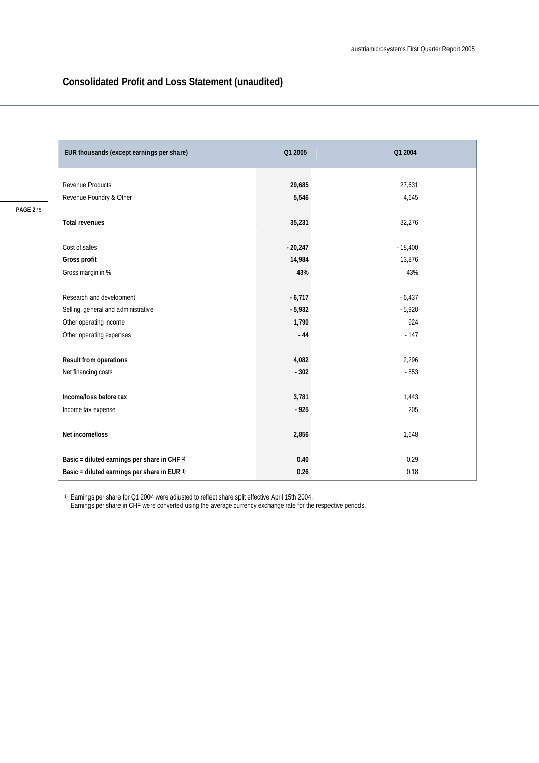# Consolidated Profit and Loss Statement (unaudited)

| EUR thousands (except earnings per share) | Q1 2005 | Q1 2004 |
|---|---|---|
| Revenue Products | **29,685** | 27,631 |
| Revenue Foundry & Other | **5,546** | 4,645 |
| **Total revenues** | **35,231** | 32,276 |
| Cost of sales | **- 20,247** | - 18,400 |
| **Gross profit** | **14,984** | 13,876 |
| Gross margin in % | **43%** | 43% |
| Research and development | **- 6,717** | - 6,437 |
| Selling, general and administrative | **- 5,932** | - 5,920 |
| Other operating income | **1,790** | 924 |
| Other operating expenses | **- 44** | - 147 |
| **Result from operations** | **4,082** | 2,296 |
| Net financing costs | **- 302** | - 853 |
| **Income/loss before tax** | **3,781** | 1,443 |
| Income tax expense | **- 925** | 205 |
| **Net income/loss** | **2,856** | 1,648 |
| **Basic = diluted earnings per share in CHF [1)]** | **0.40** | 0.29 |
| **Basic = diluted earnings per share in EUR [1)]** | **0.26** | 0.18 |

[1)] Earnings per share for Q1 2004 were adjusted to reflect share split effective April 15th 2004.
Earnings per share in CHF were converted using the average currency exchange rate for the respective periods.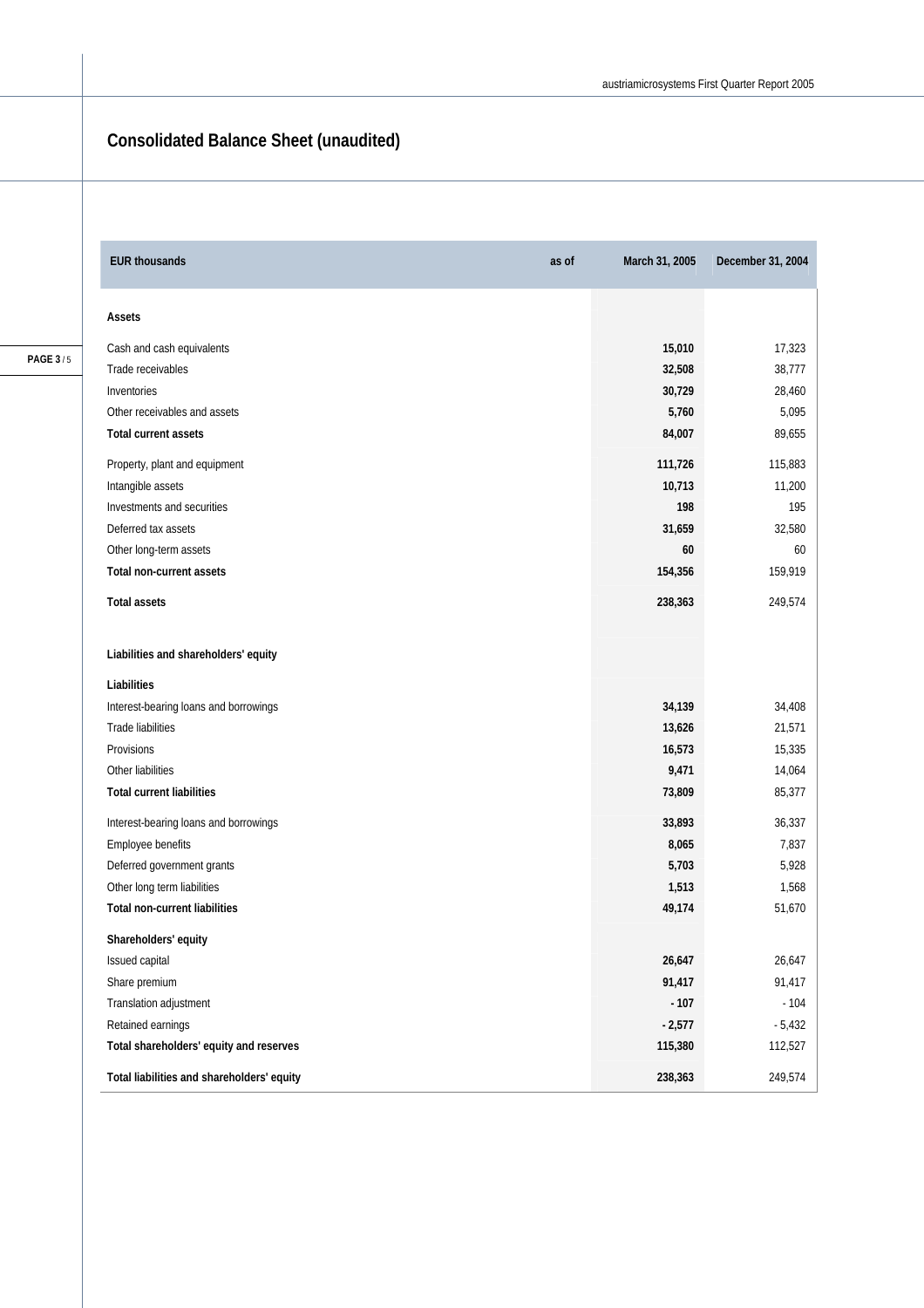## Consolidated Balance Sheet (unaudited)

| EUR thousands | as of | March 31, 2005 | December 31, 2004 |
|---|---|---|---|
| **Assets** | | | |
| Cash and cash equivalents | | **15,010** | 17,323 |
| Trade receivables | | **32,508** | 38,777 |
| Inventories | | **30,729** | 28,460 |
| Other receivables and assets | | **5,760** | 5,095 |
| **Total current assets** | | **84,007** | 89,655 |
| Property, plant and equipment | | **111,726** | 115,883 |
| Intangible assets | | **10,713** | 11,200 |
| Investments and securities | | **198** | 195 |
| Deferred tax assets | | **31,659** | 32,580 |
| Other long-term assets | | **60** | 60 |
| **Total non-current assets** | | **154,356** | 159,919 |
| **Total assets** | | **238,363** | 249,574 |
| **Liabilities and shareholders' equity** | | | |
| **Liabilities** | | | |
| Interest-bearing loans and borrowings | | **34,139** | 34,408 |
| Trade liabilities | | **13,626** | 21,571 |
| Provisions | | **16,573** | 15,335 |
| Other liabilities | | **9,471** | 14,064 |
| **Total current liabilities** | | **73,809** | 85,377 |
| Interest-bearing loans and borrowings | | **33,893** | 36,337 |
| Employee benefits | | **8,065** | 7,837 |
| Deferred government grants | | **5,703** | 5,928 |
| Other long term liabilities | | **1,513** | 1,568 |
| **Total non-current liabilities** | | **49,174** | 51,670 |
| **Shareholders' equity** | | | |
| Issued capital | | **26,647** | 26,647 |
| Share premium | | **91,417** | 91,417 |
| Translation adjustment | | **- 107** | - 104 |
| Retained earnings | | **- 2,577** | - 5,432 |
| **Total shareholders' equity and reserves** | | **115,380** | 112,527 |
| **Total liabilities and shareholders' equity** | | **238,363** | 249,574 |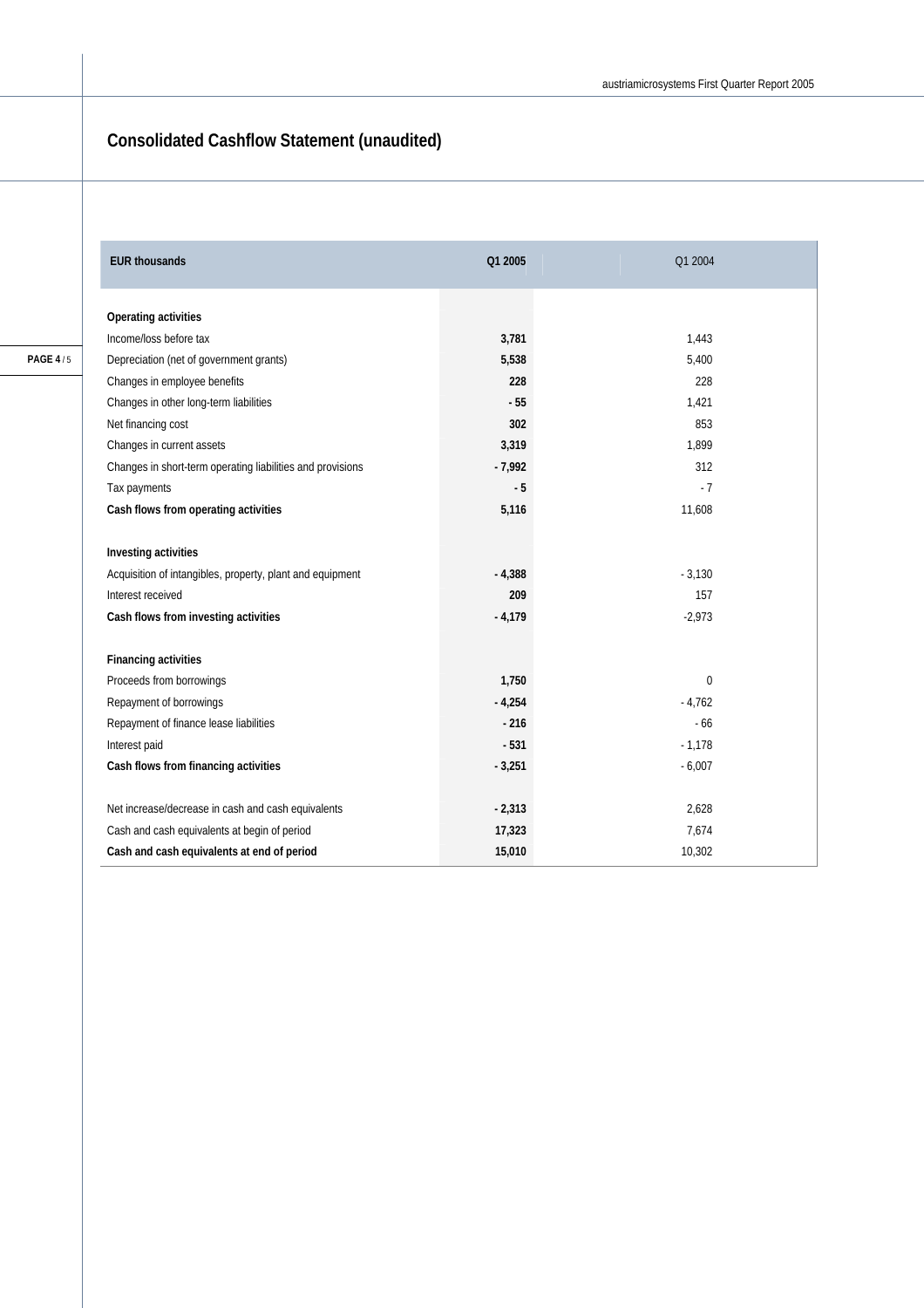## Consolidated Cashflow Statement (unaudited)

| EUR thousands | Q1 2005 | Q1 2004 |
|---|---|---|
| **Operating activities** | | |
| Income/loss before tax | **3,781** | 1,443 |
| Depreciation (net of government grants) | **5,538** | 5,400 |
| Changes in employee benefits | **228** | 228 |
| Changes in other long-term liabilities | **- 55** | 1,421 |
| Net financing cost | **302** | 853 |
| Changes in current assets | **3,319** | 1,899 |
| Changes in short-term operating liabilities and provisions | **- 7,992** | 312 |
| Tax payments | **- 5** | - 7 |
| **Cash flows from operating activities** | **5,116** | 11,608 |
| | | |
| **Investing activities** | | |
| Acquisition of intangibles, property, plant and equipment | **- 4,388** | - 3,130 |
| Interest received | **209** | 157 |
| **Cash flows from investing activities** | **- 4,179** | -2,973 |
| | | |
| **Financing activities** | | |
| Proceeds from borrowings | **1,750** | 0 |
| Repayment of borrowings | **- 4,254** | - 4,762 |
| Repayment of finance lease liabilities | **- 216** | - 66 |
| Interest paid | **- 531** | - 1,178 |
| **Cash flows from financing activities** | **- 3,251** | - 6,007 |
| | | |
| Net increase/decrease in cash and cash equivalents | **- 2,313** | 2,628 |
| Cash and cash equivalents at begin of period | **17,323** | 7,674 |
| **Cash and cash equivalents at end of period** | **15,010** | 10,302 |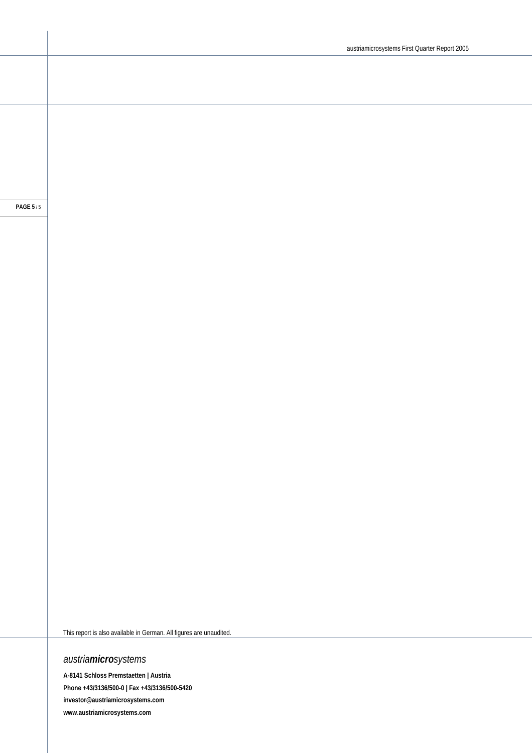This report is also available in German. All figures are unaudited.

*austria**micro**systems*

**A-8141 Schloss Premstaetten | Austria**

**Phone +43/3136/500-0 | Fax +43/3136/500-5420**

**investor@austriamicrosystems.com**

**www.austriamicrosystems.com**